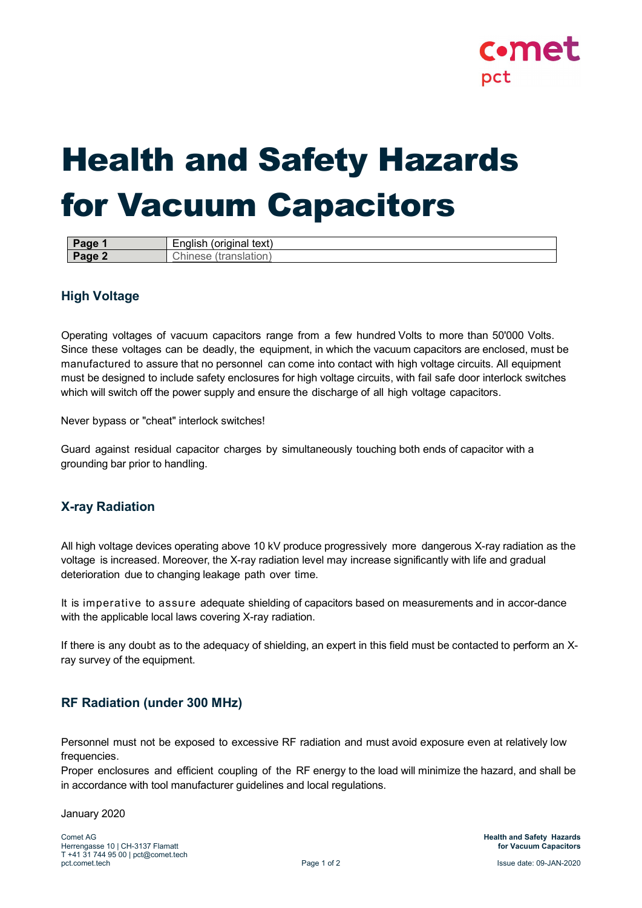# Health and Safety Hazards for Vacuum Capacitors

| Page 1 | English (original text) |
|---|---|
| Page 2 | Chinese (translation) |

## High Voltage

Operating voltages of vacuum capacitors range from a few hundred Volts to more than 50'000 Volts. Since these voltages can be deadly, the equipment, in which the vacuum capacitors are enclosed, must be manufactured to assure that no personnel can come into contact with high voltage circuits. All equipment must be designed to include safety enclosures for high voltage circuits, with fail safe door interlock switches which will switch off the power supply and ensure the discharge of all high voltage capacitors.

Never bypass or "cheat" interlock switches!

Guard against residual capacitor charges by simultaneously touching both ends of capacitor with a grounding bar prior to handling.

## X-ray Radiation

All high voltage devices operating above 10 kV produce progressively more dangerous X-ray radiation as the voltage is increased. Moreover, the X-ray radiation level may increase significantly with life and gradual deterioration due to changing leakage path over time.

It is imperative to assure adequate shielding of capacitors based on measurements and in accor-dance with the applicable local laws covering X-ray radiation.

If there is any doubt as to the adequacy of shielding, an expert in this field must be contacted to perform an X-ray survey of the equipment.

## RF Radiation (under 300 MHz)

Personnel must not be exposed to excessive RF radiation and must avoid exposure even at relatively low frequencies.
Proper enclosures and efficient coupling of the RF energy to the load will minimize the hazard, and shall be in accordance with tool manufacturer guidelines and local regulations.

January 2020

Comet AG
Herrengasse 10 | CH-3137 Flamatt
T +41 31 744 95 00 | pct@comet.tech
pct.comet.tech

Issue date: 09-JAN-2020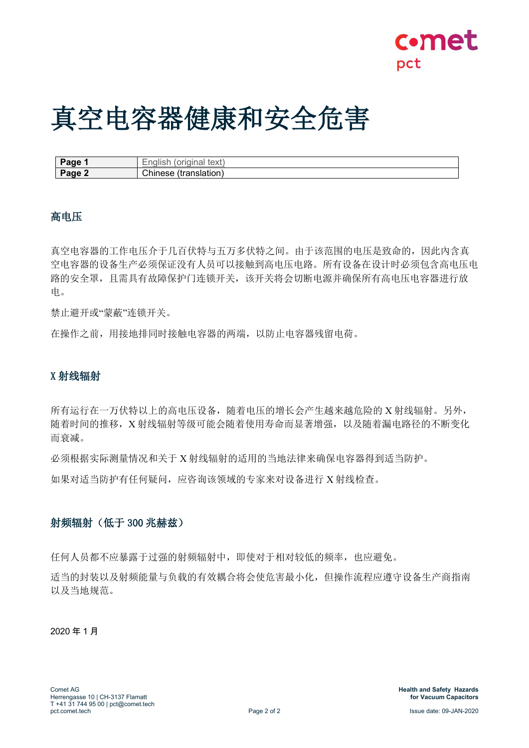# 真空电容器健康和安全危害

| | |
|---|---|
| **Page 1** | English (original text) |
| **Page 2** | Chinese (translation) |

## 高电压

真空电容器的工作电压介于几百伏特与五万多伏特之间。由于该范围的电压是致命的，因此内含真空电容器的设备生产必须保证没有人员可以接触到高电压电路。所有设备在设计时必须包含高电压电路的安全罩，且需具有故障保护门连锁开关，该开关将会切断电源并确保所有高电压电容器进行放电。

禁止避开或“蒙蔽”连锁开关。

在操作之前，用接地排同时接触电容器的两端，以防止电容器残留电荷。

## X 射线辐射

所有运行在一万伏特以上的高电压设备，随着电压的增长会产生越来越危险的 X 射线辐射。另外，随着时间的推移，X 射线辐射等级可能会随着使用寿命而显著增强，以及随着漏电路径的不断变化而衰减。

必须根据实际测量情况和关于 X 射线辐射的适用的当地法律来确保电容器得到适当防护。

如果对适当防护有任何疑问，应咨询该领域的专家来对设备进行 X 射线检查。

## 射频辐射（低于 300 兆赫兹）

任何人员都不应暴露于过强的射频辐射中，即使对于相对较低的频率，也应避免。

适当的封装以及射频能量与负载的有效耦合将会使危害最小化，但操作流程应遵守设备生产商指南以及当地规范。

2020 年 1 月

Comet AG
Herrengasse 10 | CH-3137 Flamatt
T +41 31 744 95 00 | pct@comet.tech
pct.comet.tech

**Health and Safety Hazards for Vacuum Capacitors**
Issue date: 09-JAN-2020